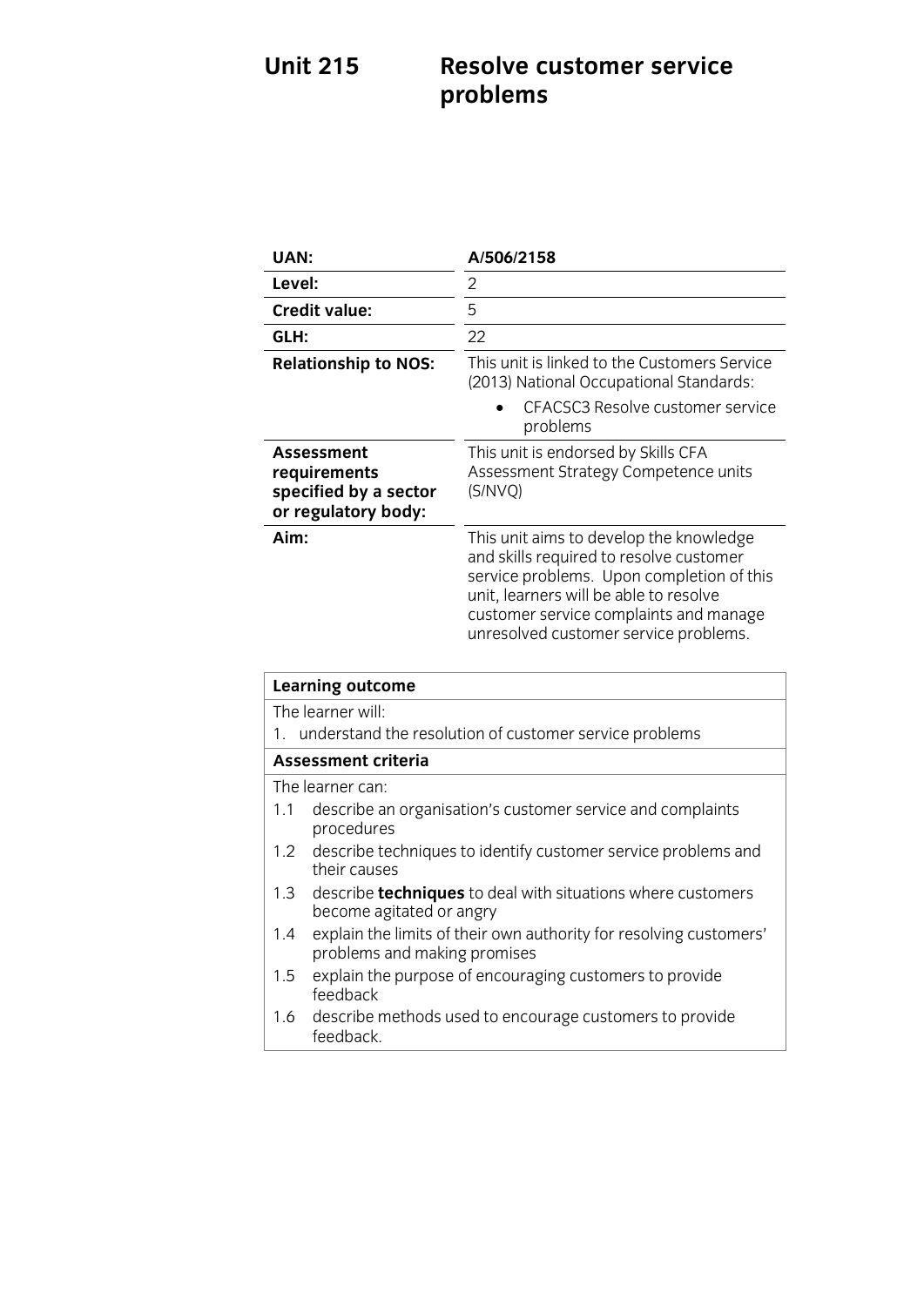# Unit 215 Resolve customer service problems

| | |
|---|---|
| **UAN:** | **A/506/2158** |
| **Level:** | 2 |
| **Credit value:** | 5 |
| **GLH:** | 22 |
| **Relationship to NOS:** | This unit is linked to the Customers Service (2013) National Occupational Standards:<br>• CFACSC3 Resolve customer service problems |
| **Assessment requirements specified by a sector or regulatory body:** | This unit is endorsed by Skills CFA Assessment Strategy Competence units (S/NVQ) |
| **Aim:** | This unit aims to develop the knowledge and skills required to resolve customer service problems. Upon completion of this unit, learners will be able to resolve customer service complaints and manage unresolved customer service problems. |

| **Learning outcome** |
|---|
| The learner will:<br>1. understand the resolution of customer service problems |
| **Assessment criteria** |
| The learner can:<br>1.1 describe an organisation's customer service and complaints procedures<br>1.2 describe techniques to identify customer service problems and their causes<br>1.3 describe **techniques** to deal with situations where customers become agitated or angry<br>1.4 explain the limits of their own authority for resolving customers' problems and making promises<br>1.5 explain the purpose of encouraging customers to provide feedback<br>1.6 describe methods used to encourage customers to provide feedback. |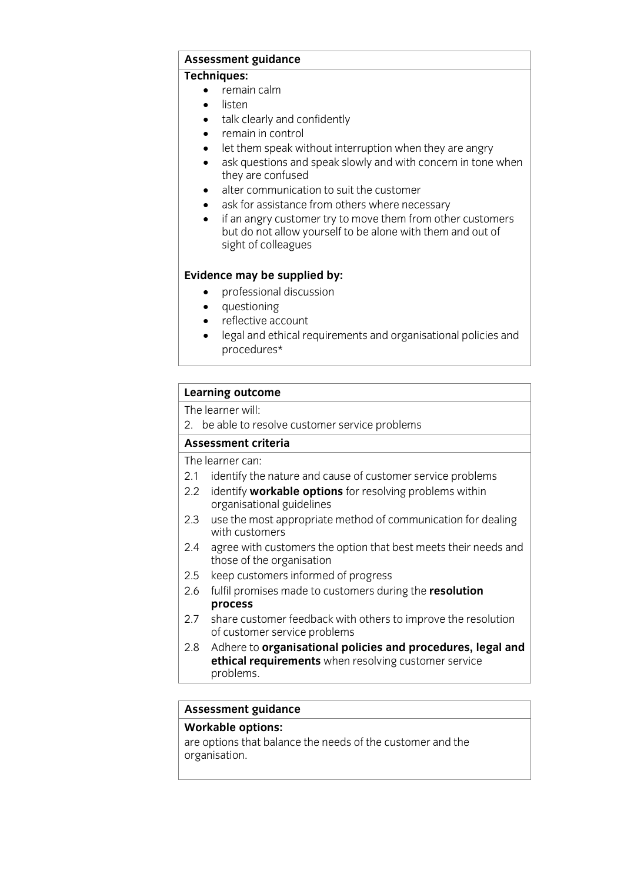**Assessment guidance**

**Techniques:**

- remain calm
- listen
- talk clearly and confidently
- remain in control
- let them speak without interruption when they are angry
- ask questions and speak slowly and with concern in tone when they are confused
- alter communication to suit the customer
- ask for assistance from others where necessary
- if an angry customer try to move them from other customers but do not allow yourself to be alone with them and out of sight of colleagues

**Evidence may be supplied by:**

- professional discussion
- questioning
- reflective account
- legal and ethical requirements and organisational policies and procedures*

**Learning outcome**

The learner will:

2. be able to resolve customer service problems

**Assessment criteria**

The learner can:

2.1 identify the nature and cause of customer service problems

2.2 identify **workable options** for resolving problems within organisational guidelines

2.3 use the most appropriate method of communication for dealing with customers

2.4 agree with customers the option that best meets their needs and those of the organisation

2.5 keep customers informed of progress

2.6 fulfil promises made to customers during the **resolution process**

2.7 share customer feedback with others to improve the resolution of customer service problems

2.8 Adhere to **organisational policies and procedures, legal and ethical requirements** when resolving customer service problems.

**Assessment guidance**

**Workable options:**

are options that balance the needs of the customer and the organisation.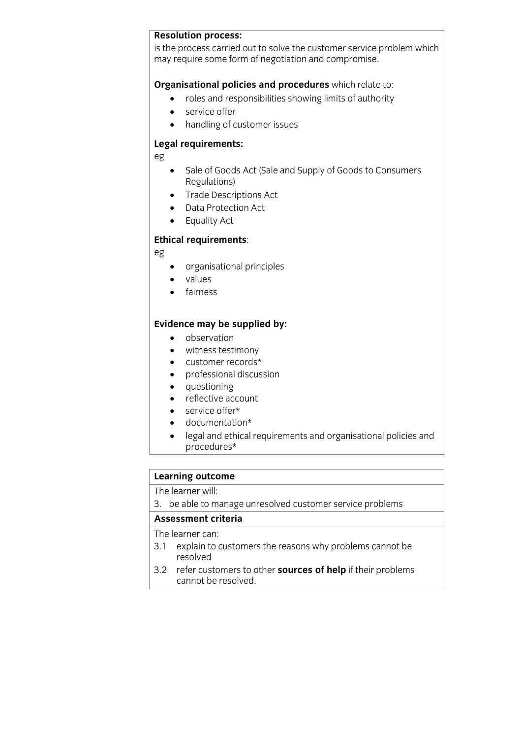**Resolution process:**
is the process carried out to solve the customer service problem which may require some form of negotiation and compromise.

**Organisational policies and procedures** which relate to:

- roles and responsibilities showing limits of authority
- service offer
- handling of customer issues

**Legal requirements:**
eg

- Sale of Goods Act (Sale and Supply of Goods to Consumers Regulations)
- Trade Descriptions Act
- Data Protection Act
- Equality Act

**Ethical requirements**:
eg

- organisational principles
- values
- fairness

**Evidence may be supplied by:**

- observation
- witness testimony
- customer records*
- professional discussion
- questioning
- reflective account
- service offer*
- documentation*
- legal and ethical requirements and organisational policies and procedures*

| **Learning outcome** |
| --- |
| The learner will: |
| 3. be able to manage unresolved customer service problems |
| **Assessment criteria** |
| The learner can: |
| 3.1 explain to customers the reasons why problems cannot be resolved |
| 3.2 refer customers to other **sources of help** if their problems cannot be resolved. |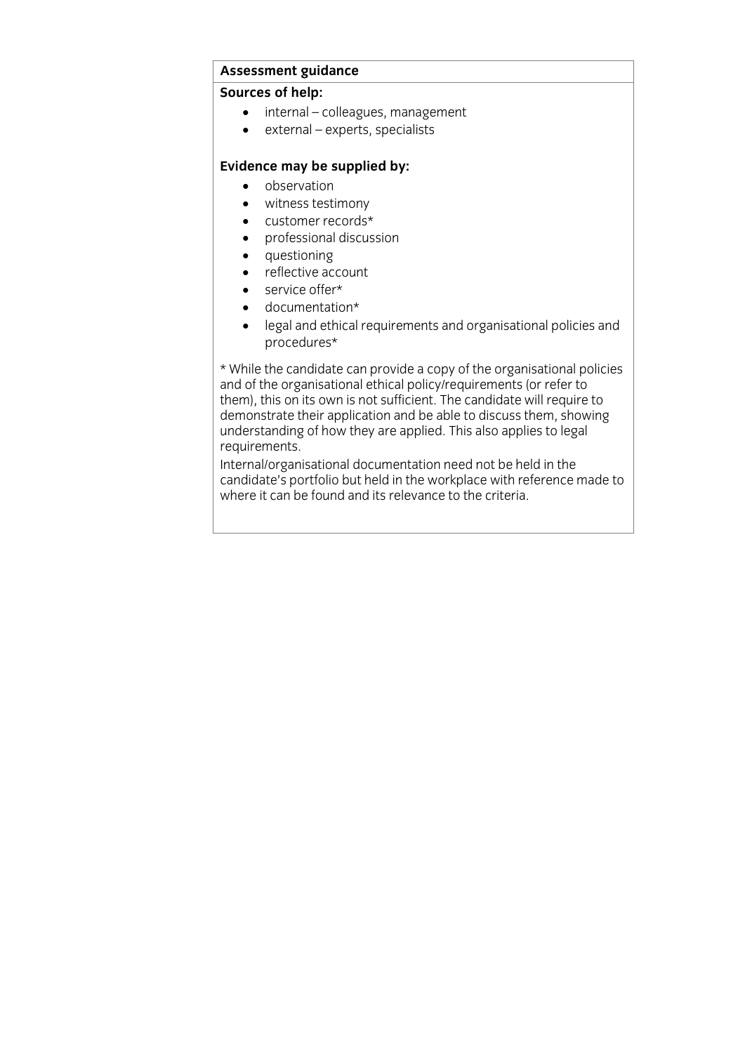**Assessment guidance**

**Sources of help:**

- internal – colleagues, management
- external – experts, specialists

**Evidence may be supplied by:**

- observation
- witness testimony
- customer records*
- professional discussion
- questioning
- reflective account
- service offer*
- documentation*
- legal and ethical requirements and organisational policies and procedures*

* While the candidate can provide a copy of the organisational policies and of the organisational ethical policy/requirements (or refer to them), this on its own is not sufficient. The candidate will require to demonstrate their application and be able to discuss them, showing understanding of how they are applied. This also applies to legal requirements.

Internal/organisational documentation need not be held in the candidate's portfolio but held in the workplace with reference made to where it can be found and its relevance to the criteria.